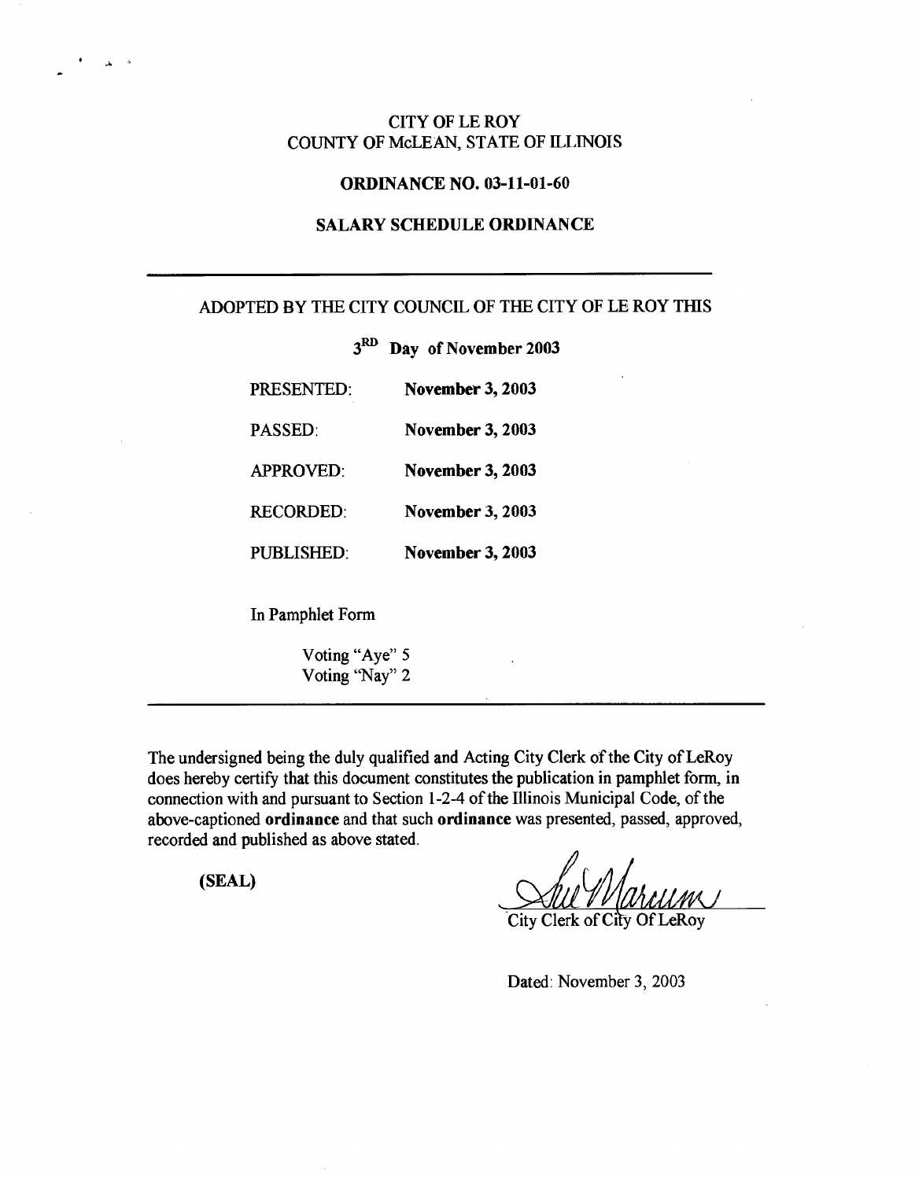CITY OF LE ROY
COUNTY OF McLEAN, STATE OF ILLINOIS

**ORDINANCE NO. 03-11-01-60**

**SALARY SCHEDULE ORDINANCE**

---

ADOPTED BY THE CITY COUNCIL OF THE CITY OF LE ROY THIS

**3RD Day of November 2003**

| | |
|---|---|
| PRESENTED: | **November 3, 2003** |
| PASSED: | **November 3, 2003** |
| APPROVED: | **November 3, 2003** |
| RECORDED: | **November 3, 2003** |
| PUBLISHED: | **November 3, 2003** |

In Pamphlet Form

Voting "Aye" 5
Voting "Nay" 2

---

The undersigned being the duly qualified and Acting City Clerk of the City of LeRoy does hereby certify that this document constitutes the publication in pamphlet form, in connection with and pursuant to Section 1-2-4 of the Illinois Municipal Code, of the above-captioned **ordinance** and that such **ordinance** was presented, passed, approved, recorded and published as above stated.

**(SEAL)**

Sue Marcum
City Clerk of City Of LeRoy

Dated: November 3, 2003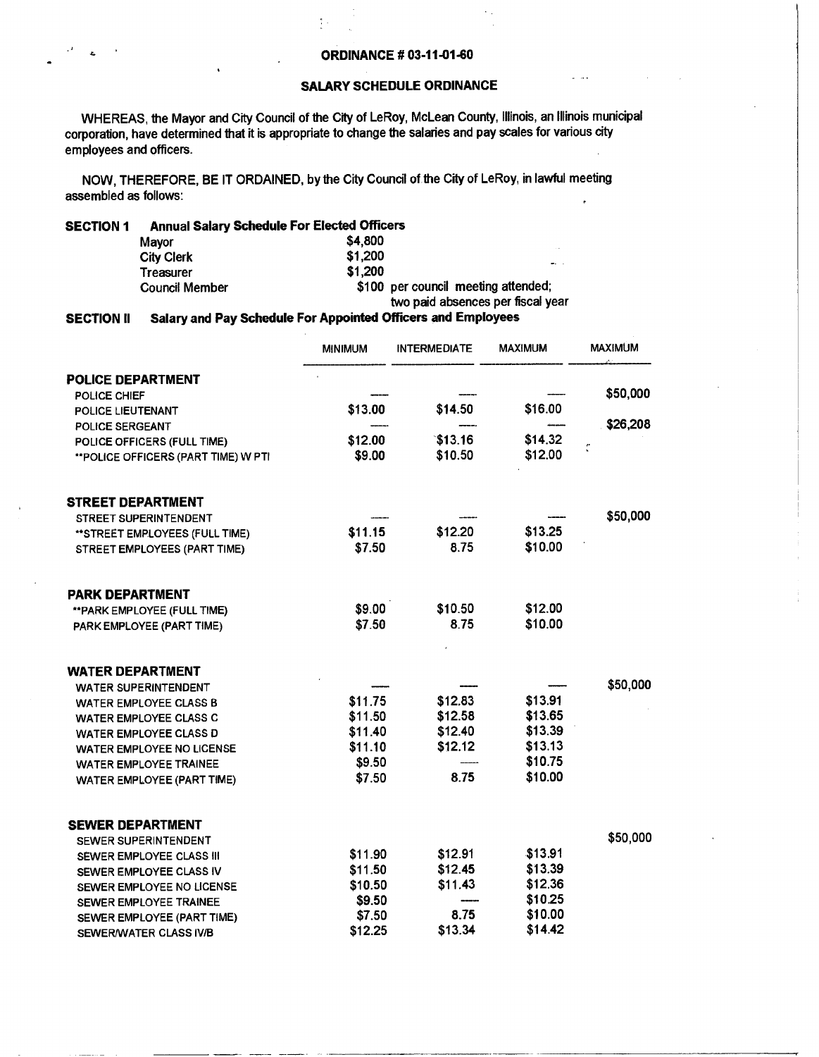**ORDINANCE # 03-11-01-60**

**SALARY SCHEDULE ORDINANCE**

WHEREAS, the Mayor and City Council of the City of LeRoy, McLean County, Illinois, an Illinois municipal corporation, have determined that it is appropriate to change the salaries and pay scales for various city employees and officers.

NOW, THEREFORE, BE IT ORDAINED, by the City Council of the City of LeRoy, in lawful meeting assembled as follows:

**SECTION 1 Annual Salary Schedule For Elected Officers**

| | |
|---|---|
| Mayor | $4,800 |
| City Clerk | $1,200 |
| Treasurer | $1,200 |
| Council Member | $100 per council meeting attended; two paid absences per fiscal year |

**SECTION II Salary and Pay Schedule For Appointed Officers and Employees**

| | MINIMUM | INTERMEDIATE | MAXIMUM | MAXIMUM |
|---|---|---|---|---|
| **POLICE DEPARTMENT** | | | | |
| POLICE CHIEF | ---- | ---- | ---- | $50,000 |
| POLICE LIEUTENANT | $13.00 | $14.50 | $16.00 | |
| POLICE SERGEANT | ---- | ---- | ---- | $26,208 |
| POLICE OFFICERS (FULL TIME) | $12.00 | $13.16 | $14.32 | |
| **POLICE OFFICERS (PART TIME) W PTI | $9.00 | $10.50 | $12.00 | |
| **STREET DEPARTMENT** | | | | |
| STREET SUPERINTENDENT | ---- | ---- | ---- | $50,000 |
| **STREET EMPLOYEES (FULL TIME) | $11.15 | $12.20 | $13.25 | |
| STREET EMPLOYEES (PART TIME) | $7.50 | 8.75 | $10.00 | |
| **PARK DEPARTMENT** | | | | |
| **PARK EMPLOYEE (FULL TIME) | $9.00 | $10.50 | $12.00 | |
| PARK EMPLOYEE (PART TIME) | $7.50 | 8.75 | $10.00 | |
| **WATER DEPARTMENT** | | | | |
| WATER SUPERINTENDENT | ---- | ---- | ---- | $50,000 |
| WATER EMPLOYEE CLASS B | $11.75 | $12.83 | $13.91 | |
| WATER EMPLOYEE CLASS C | $11.50 | $12.58 | $13.65 | |
| WATER EMPLOYEE CLASS D | $11.40 | $12.40 | $13.39 | |
| WATER EMPLOYEE NO LICENSE | $11.10 | $12.12 | $13.13 | |
| WATER EMPLOYEE TRAINEE | $9.50 | ---- | $10.75 | |
| WATER EMPLOYEE (PART TIME) | $7.50 | 8.75 | $10.00 | |
| **SEWER DEPARTMENT** | | | | |
| SEWER SUPERINTENDENT | | | | $50,000 |
| SEWER EMPLOYEE CLASS III | $11.90 | $12.91 | $13.91 | |
| SEWER EMPLOYEE CLASS IV | $11.50 | $12.45 | $13.39 | |
| SEWER EMPLOYEE NO LICENSE | $10.50 | $11.43 | $12.36 | |
| SEWER EMPLOYEE TRAINEE | $9.50 | ---- | $10.25 | |
| SEWER EMPLOYEE (PART TIME) | $7.50 | 8.75 | $10.00 | |
| SEWER/WATER CLASS IV/B | $12.25 | $13.34 | $14.42 | |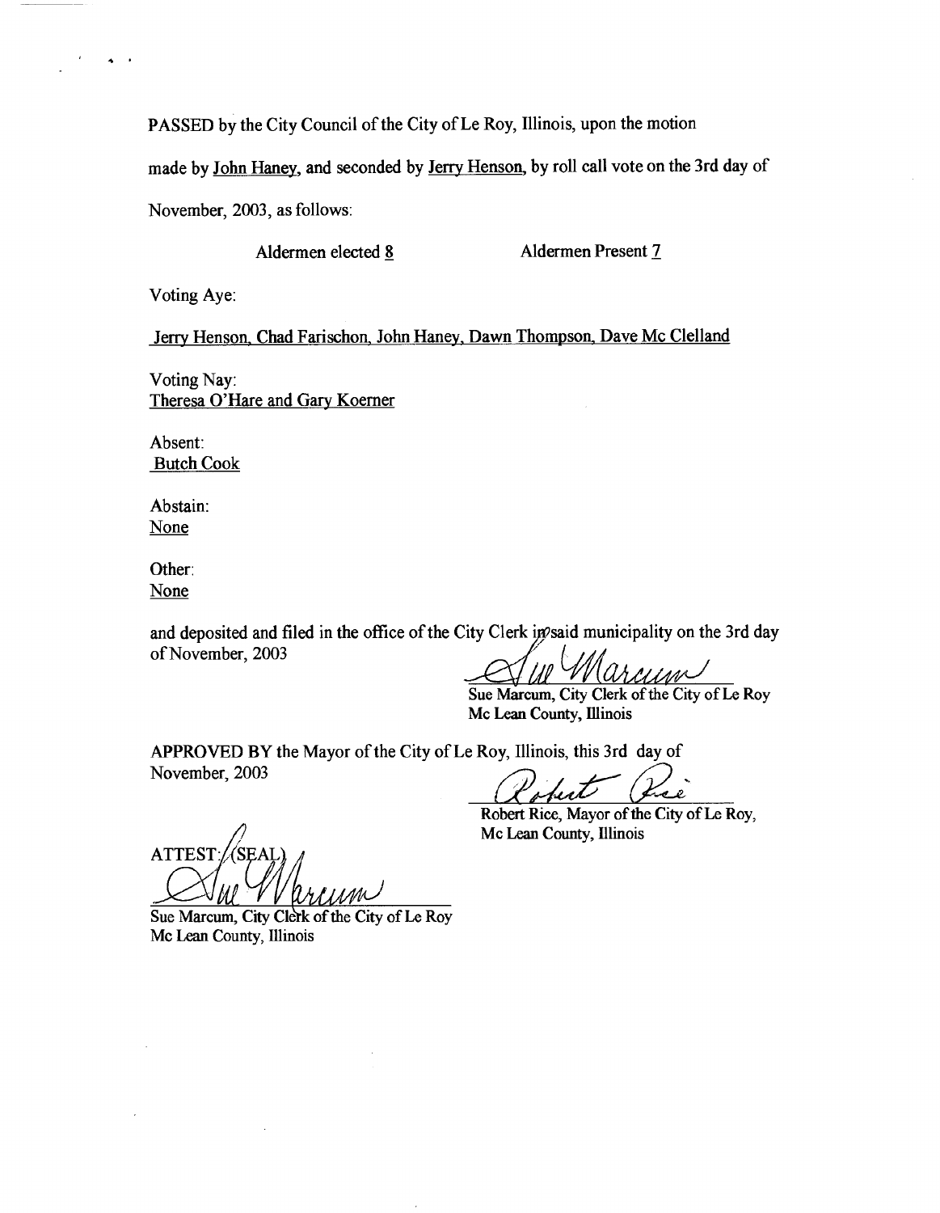PASSED by the City Council of the City of Le Roy, Illinois, upon the motion made by John Haney, and seconded by Jerry Henson, by roll call vote on the 3rd day of November, 2003, as follows:

Aldermen elected 8 Aldermen Present 7

Voting Aye:

Jerry Henson, Chad Farischon, John Haney, Dawn Thompson, Dave Mc Clelland

Voting Nay:
Theresa O'Hare and Gary Koerner

Absent:
Butch Cook

Abstain:
None

Other:
None

and deposited and filed in the office of the City Clerk in said municipality on the 3rd day of November, 2003

Sue Marcum, City Clerk of the City of Le Roy
Mc Lean County, Illinois

APPROVED BY the Mayor of the City of Le Roy, Illinois, this 3rd day of November, 2003

Robert Rice, Mayor of the City of Le Roy,
Mc Lean County, Illinois

ATTEST: (SEAL)

Sue Marcum, City Clerk of the City of Le Roy
Mc Lean County, Illinois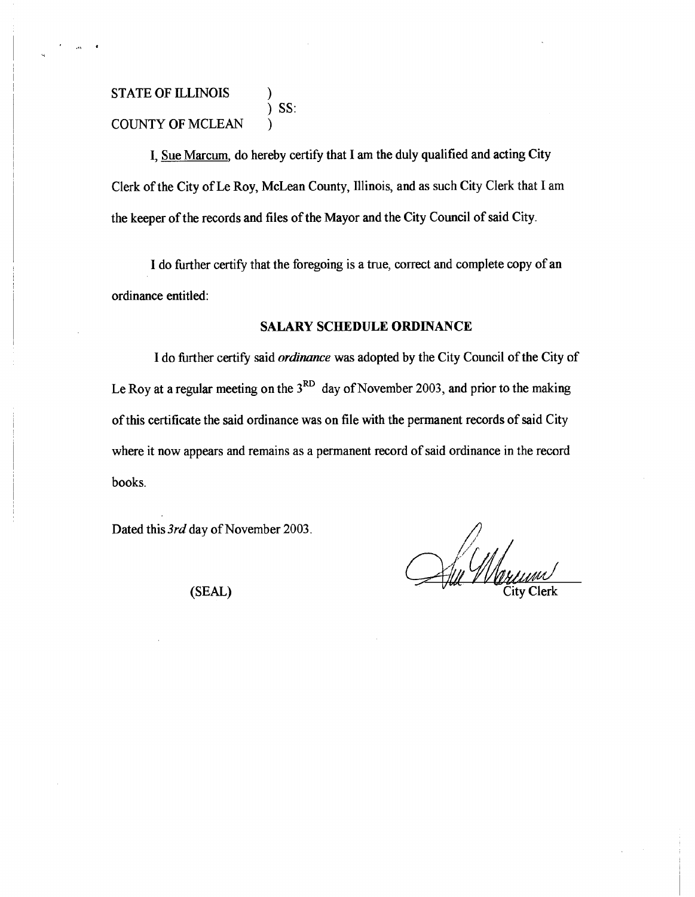STATE OF ILLINOIS )
) SS:
COUNTY OF MCLEAN )

I, Sue Marcum, do hereby certify that I am the duly qualified and acting City Clerk of the City of Le Roy, McLean County, Illinois, and as such City Clerk that I am the keeper of the records and files of the Mayor and the City Council of said City.

I do further certify that the foregoing is a true, correct and complete copy of an ordinance entitled:

**SALARY SCHEDULE ORDINANCE**

I do further certify said *ordinance* was adopted by the City Council of the City of Le Roy at a regular meeting on the 3RD day of November 2003, and prior to the making of this certificate the said ordinance was on file with the permanent records of said City where it now appears and remains as a permanent record of said ordinance in the record books.

Dated this *3rd* day of November 2003.

(SEAL)

City Clerk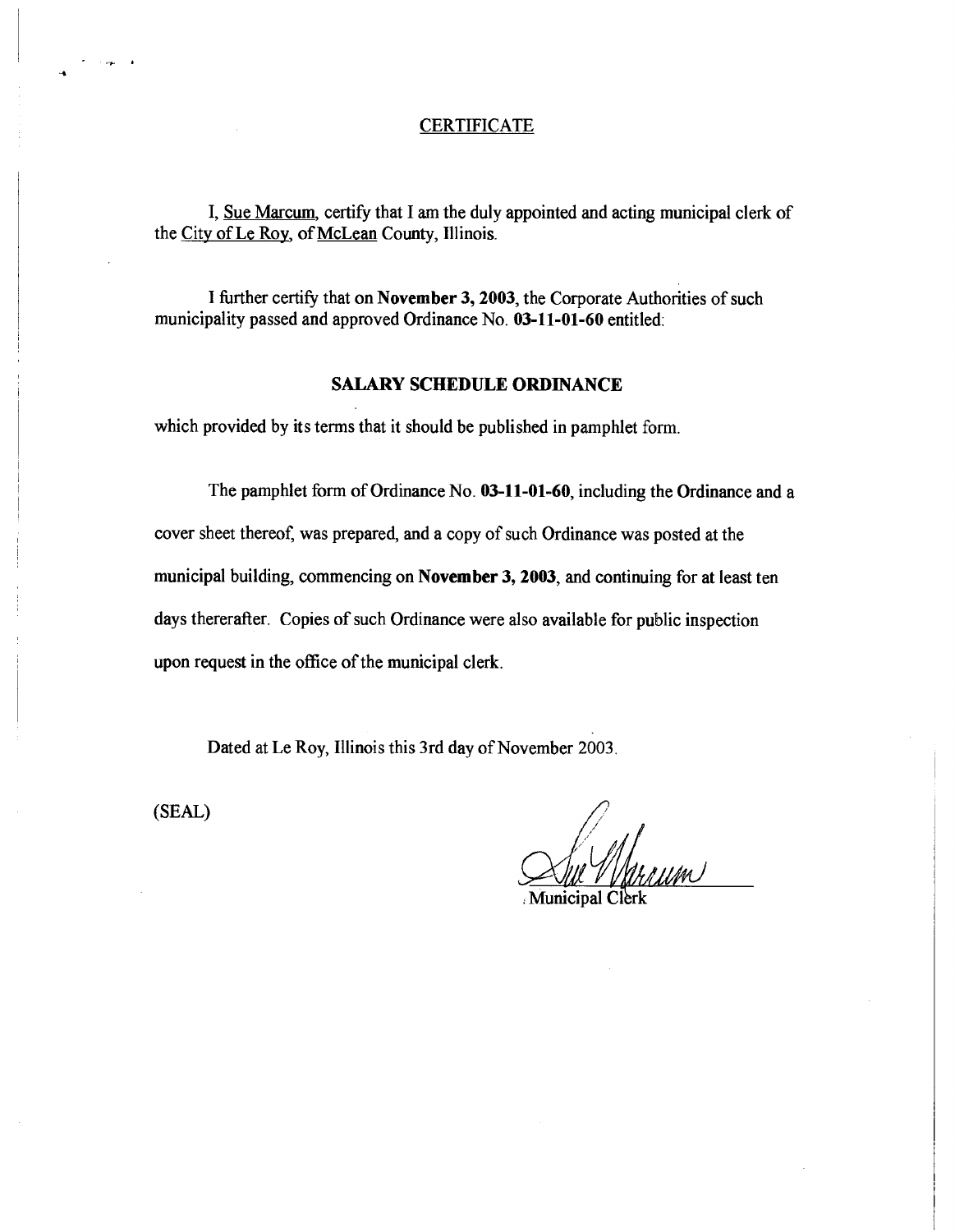## CERTIFICATE

I, Sue Marcum, certify that I am the duly appointed and acting municipal clerk of the City of Le Roy, of McLean County, Illinois.

I further certify that on **November 3, 2003**, the Corporate Authorities of such municipality passed and approved Ordinance No. **03-11-01-60** entitled:

### SALARY SCHEDULE ORDINANCE

which provided by its terms that it should be published in pamphlet form.

The pamphlet form of Ordinance No. **03-11-01-60**, including the Ordinance and a cover sheet thereof, was prepared, and a copy of such Ordinance was posted at the municipal building, commencing on **November 3, 2003**, and continuing for at least ten days thererafter. Copies of such Ordinance were also available for public inspection upon request in the office of the municipal clerk.

Dated at Le Roy, Illinois this 3rd day of November 2003.

(SEAL)

Municipal Clerk